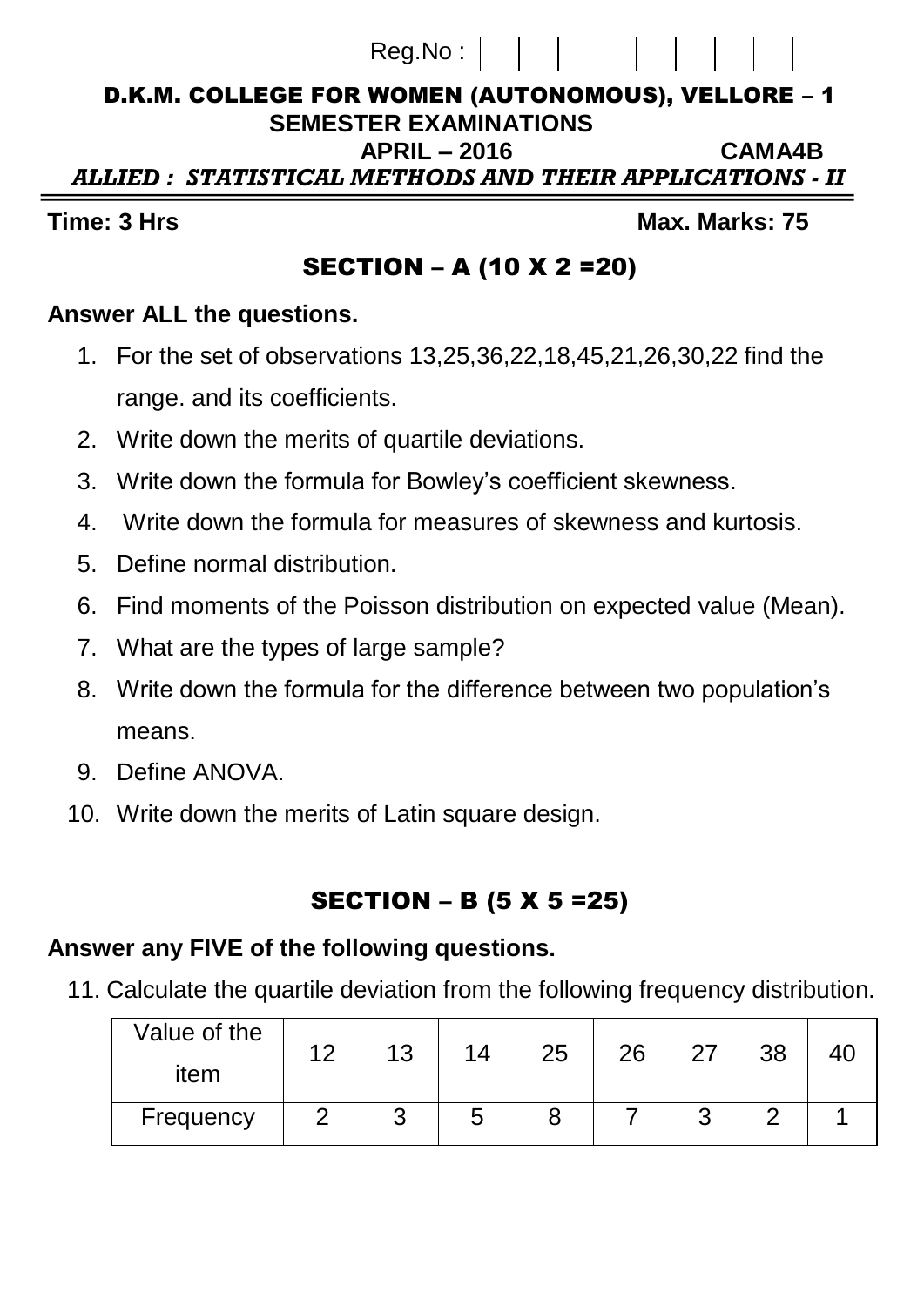Reg.No :

# D.K.M. COLLEGE FOR WOMEN (AUTONOMOUS), VELLORE – 1

**SEMESTER EXAMINATIONS**

**APRIL – 2016** **CAMA4B**

***ALLIED : STATISTICAL METHODS AND THEIR APPLICATIONS - II***

**Time: 3 Hrs** **Max. Marks: 75**

## SECTION – A (10 X 2 =20)

**Answer ALL the questions.**

1. For the set of observations 13,25,36,22,18,45,21,26,30,22 find the range. and its coefficients.
2. Write down the merits of quartile deviations.
3. Write down the formula for Bowley's coefficient skewness.
4. Write down the formula for measures of skewness and kurtosis.
5. Define normal distribution.
6. Find moments of the Poisson distribution on expected value (Mean).
7. What are the types of large sample?
8. Write down the formula for the difference between two population's means.
9. Define ANOVA.
10. Write down the merits of Latin square design.

## SECTION – B (5 X 5 =25)

**Answer any FIVE of the following questions.**

11. Calculate the quartile deviation from the following frequency distribution.

| Value of the item | 12 | 13 | 14 | 25 | 26 | 27 | 38 | 40 |
|---|---|---|---|---|---|---|---|---|
| Frequency | 2 | 3 | 5 | 8 | 7 | 3 | 2 | 1 |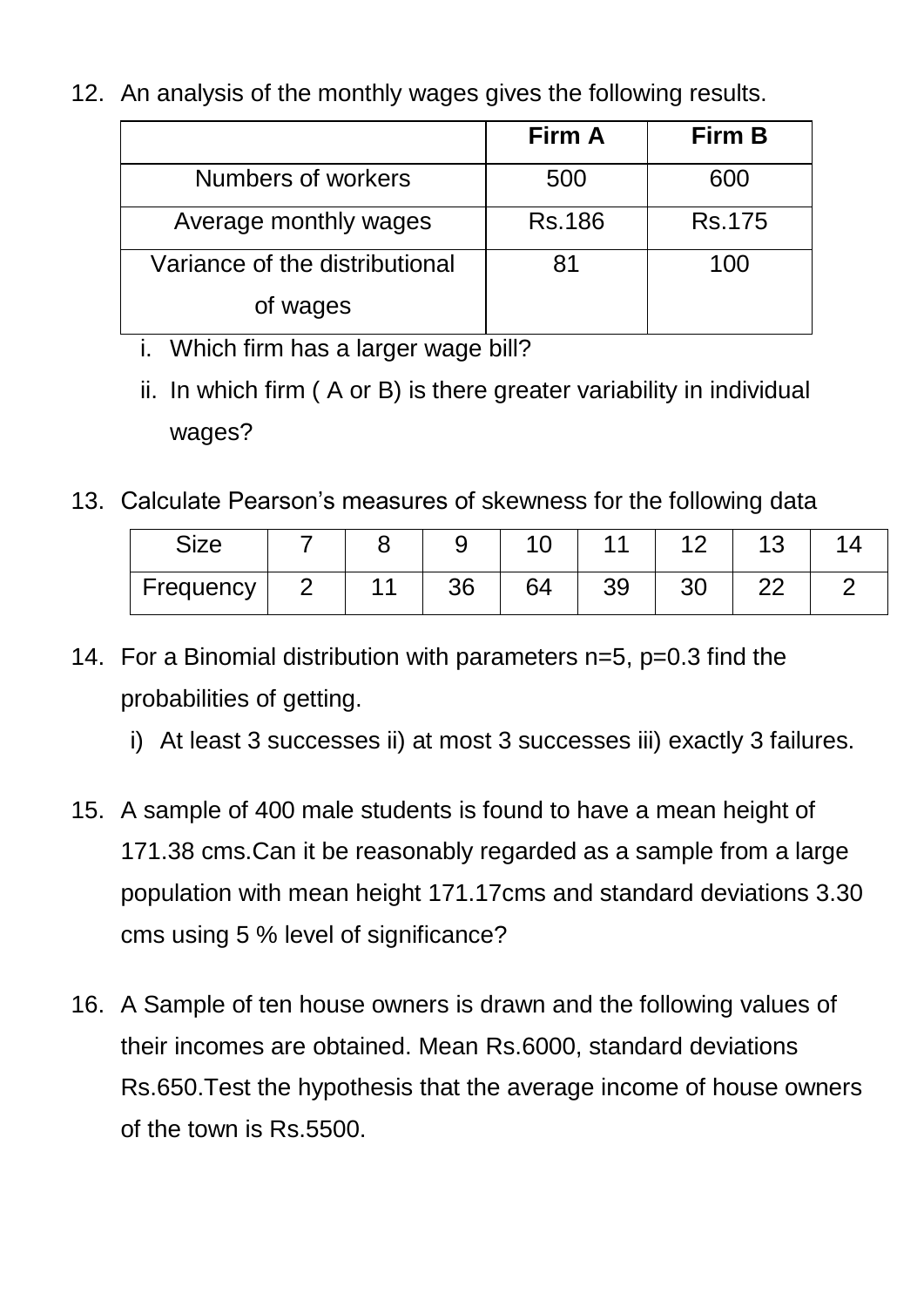12. An analysis of the monthly wages gives the following results.

| | **Firm A** | **Firm B** |
|---|---|---|
| Numbers of workers | 500 | 600 |
| Average monthly wages | Rs.186 | Rs.175 |
| Variance of the distributional of wages | 81 | 100 |

    i. Which firm has a larger wage bill?

    ii. In which firm ( A or B) is there greater variability in individual wages?

13. Calculate Pearson's measures of skewness for the following data

| Size | 7 | 8 | 9 | 10 | 11 | 12 | 13 | 14 |
|---|---|---|---|---|---|---|---|---|
| Frequency | 2 | 11 | 36 | 64 | 39 | 30 | 22 | 2 |

14. For a Binomial distribution with parameters n=5, p=0.3 find the probabilities of getting.

    i) At least 3 successes ii) at most 3 successes iii) exactly 3 failures.

15. A sample of 400 male students is found to have a mean height of 171.38 cms.Can it be reasonably regarded as a sample from a large population with mean height 171.17cms and standard deviations 3.30 cms using 5 % level of significance?

16. A Sample of ten house owners is drawn and the following values of their incomes are obtained. Mean Rs.6000, standard deviations Rs.650.Test the hypothesis that the average income of house owners of the town is Rs.5500.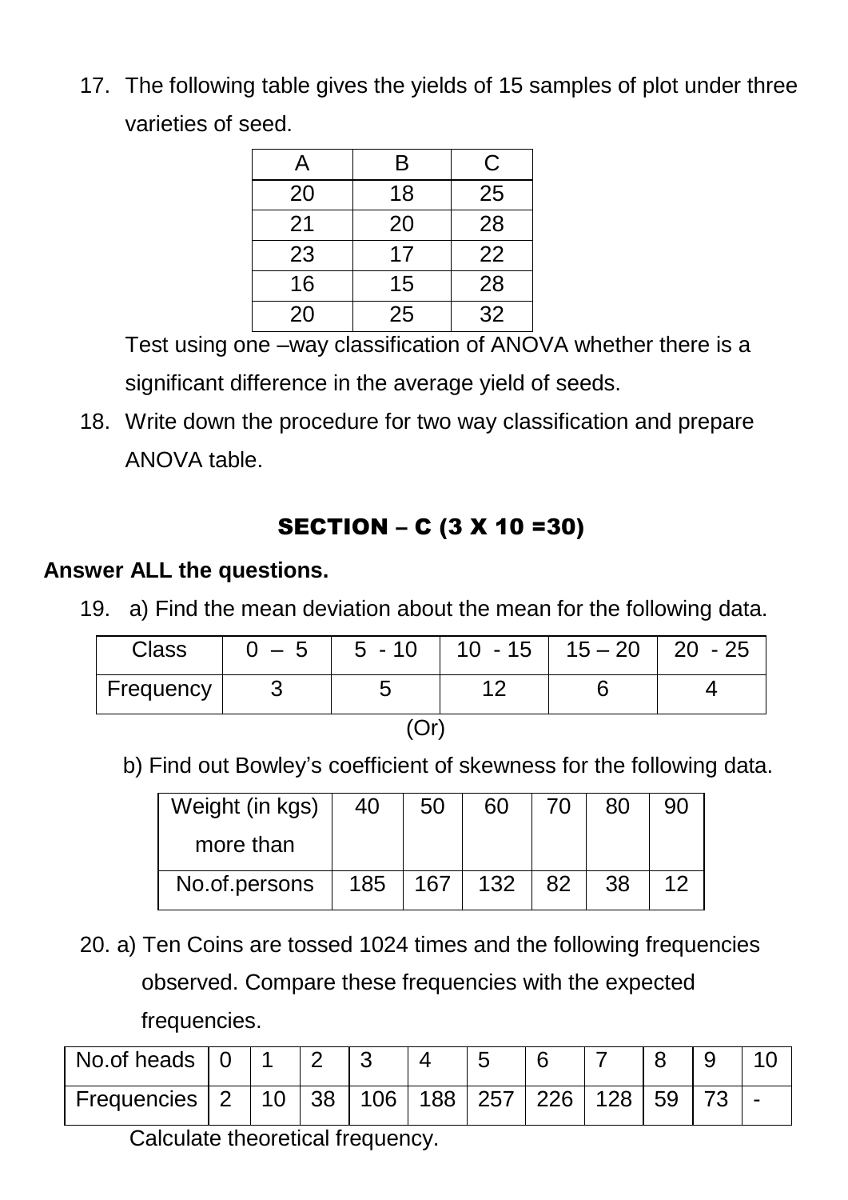17. The following table gives the yields of 15 samples of plot under three varieties of seed.

| A | B | C |
|---|---|---|
| 20 | 18 | 25 |
| 21 | 20 | 28 |
| 23 | 17 | 22 |
| 16 | 15 | 28 |
| 20 | 25 | 32 |

Test using one –way classification of ANOVA whether there is a significant difference in the average yield of seeds.

18. Write down the procedure for two way classification and prepare ANOVA table.

## SECTION – C (3 X 10 =30)

**Answer ALL the questions.**

19. a) Find the mean deviation about the mean for the following data.

| Class | 0 – 5 | 5 - 10 | 10 - 15 | 15 – 20 | 20 - 25 |
|---|---|---|---|---|---|
| Frequency | 3 | 5 | 12 | 6 | 4 |

(Or)

b) Find out Bowley's coefficient of skewness for the following data.

| Weight (in kgs) more than | 40 | 50 | 60 | 70 | 80 | 90 |
|---|---|---|---|---|---|---|
| No.of.persons | 185 | 167 | 132 | 82 | 38 | 12 |

20. a) Ten Coins are tossed 1024 times and the following frequencies observed. Compare these frequencies with the expected frequencies.

| No.of heads | 0 | 1 | 2 | 3 | 4 | 5 | 6 | 7 | 8 | 9 | 10 |
|---|---|---|---|---|---|---|---|---|---|---|---|
| Frequencies | 2 | 10 | 38 | 106 | 188 | 257 | 226 | 128 | 59 | 73 | - |

Calculate theoretical frequency.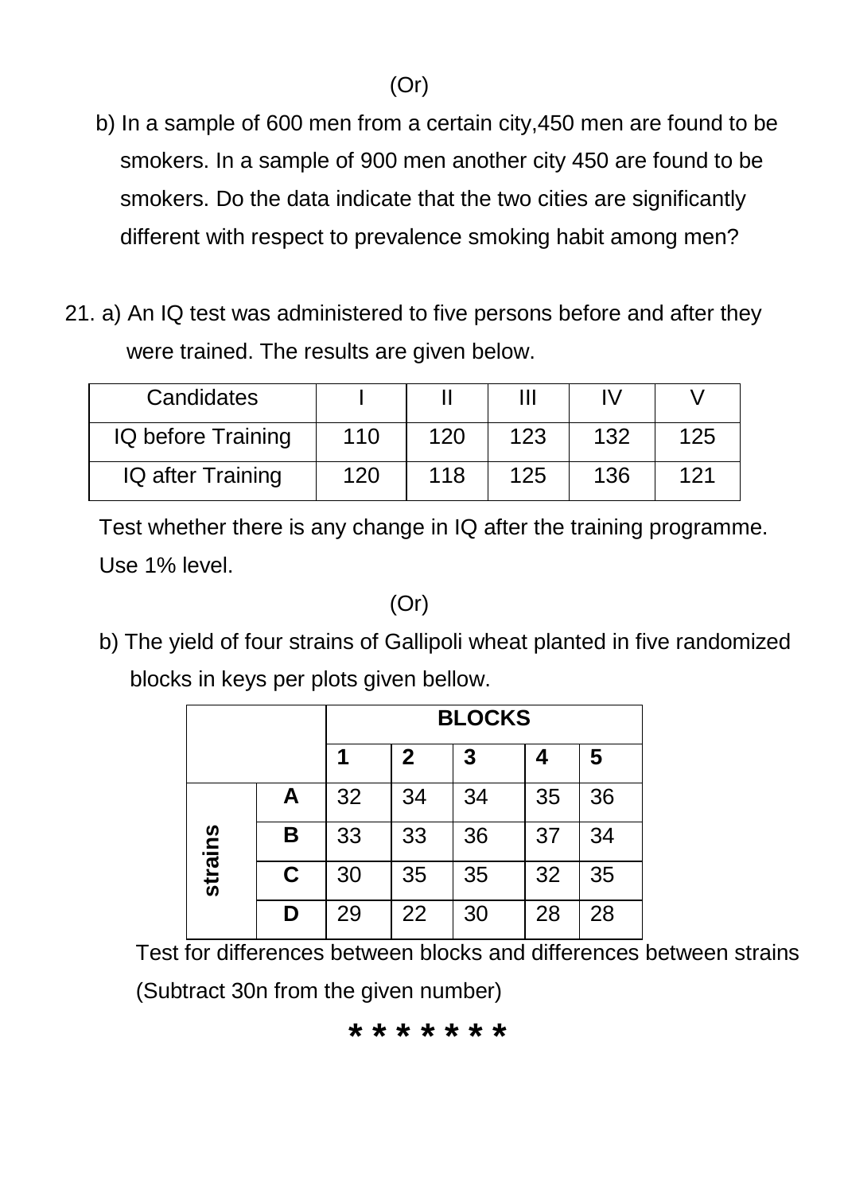(Or)

b) In a sample of 600 men from a certain city,450 men are found to be smokers. In a sample of 900 men another city 450 are found to be smokers. Do the data indicate that the two cities are significantly different with respect to prevalence smoking habit among men?

21. a) An IQ test was administered to five persons before and after they were trained. The results are given below.

| Candidates | I | II | III | IV | V |
|---|---|---|---|---|---|
| IQ before Training | 110 | 120 | 123 | 132 | 125 |
| IQ after Training | 120 | 118 | 125 | 136 | 121 |

Test whether there is any change in IQ after the training programme. Use 1% level.

(Or)

b) The yield of four strains of Gallipoli wheat planted in five randomized blocks in keys per plots given bellow.

| | | **BLOCKS** | | | | |
|---|---|---|---|---|---|---|
| | | **1** | **2** | **3** | **4** | **5** |
| **strains** | **A** | 32 | 34 | 34 | 35 | 36 |
| | **B** | 33 | 33 | 36 | 37 | 34 |
| | **C** | 30 | 35 | 35 | 32 | 35 |
| | **D** | 29 | 22 | 30 | 28 | 28 |

Test for differences between blocks and differences between strains (Subtract 30n from the given number)

*******